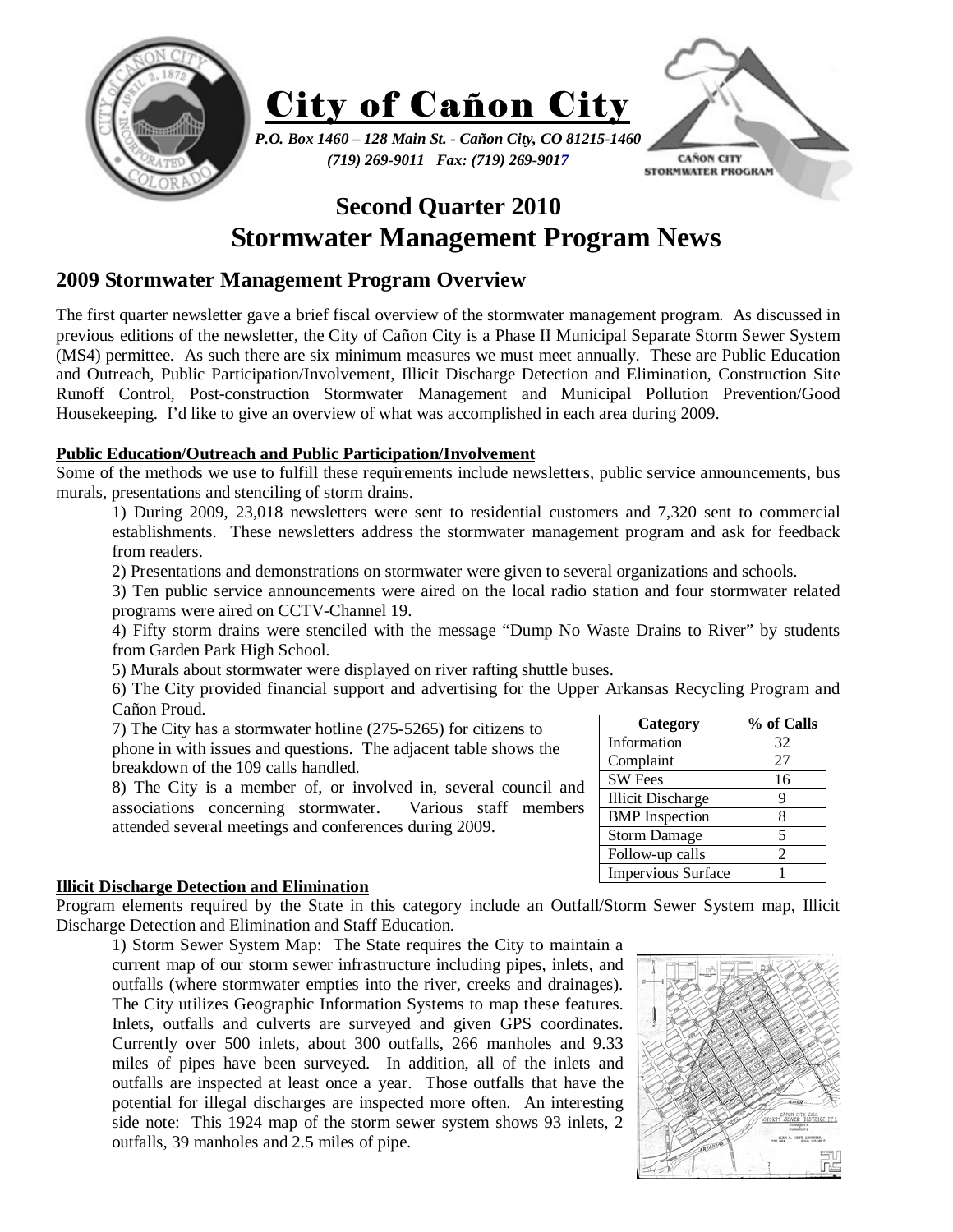# City of Cañon City

*P.O. Box 1460 – 128 Main St. - Cañon City, CO 81215-1460*
*(719) 269-9011 Fax: (719) 269-9017*

CAÑON CITY STORMWATER PROGRAM

## Second Quarter 2010
## Stormwater Management Program News

### 2009 Stormwater Management Program Overview

The first quarter newsletter gave a brief fiscal overview of the stormwater management program. As discussed in previous editions of the newsletter, the City of Cañon City is a Phase II Municipal Separate Storm Sewer System (MS4) permittee. As such there are six minimum measures we must meet annually. These are Public Education and Outreach, Public Participation/Involvement, Illicit Discharge Detection and Elimination, Construction Site Runoff Control, Post-construction Stormwater Management and Municipal Pollution Prevention/Good Housekeeping. I'd like to give an overview of what was accomplished in each area during 2009.

**Public Education/Outreach and Public Participation/Involvement**

Some of the methods we use to fulfill these requirements include newsletters, public service announcements, bus murals, presentations and stenciling of storm drains.

1) During 2009, 23,018 newsletters were sent to residential customers and 7,320 sent to commercial establishments. These newsletters address the stormwater management program and ask for feedback from readers.

2) Presentations and demonstrations on stormwater were given to several organizations and schools.

3) Ten public service announcements were aired on the local radio station and four stormwater related programs were aired on CCTV-Channel 19.

4) Fifty storm drains were stenciled with the message "Dump No Waste Drains to River" by students from Garden Park High School.

5) Murals about stormwater were displayed on river rafting shuttle buses.

6) The City provided financial support and advertising for the Upper Arkansas Recycling Program and Cañon Proud.

7) The City has a stormwater hotline (275-5265) for citizens to phone in with issues and questions. The adjacent table shows the breakdown of the 109 calls handled.

8) The City is a member of, or involved in, several council and associations concerning stormwater. Various staff members attended several meetings and conferences during 2009.

| Category | % of Calls |
|---|---|
| Information | 32 |
| Complaint | 27 |
| SW Fees | 16 |
| Illicit Discharge | 9 |
| BMP Inspection | 8 |
| Storm Damage | 5 |
| Follow-up calls | 2 |
| Impervious Surface | 1 |

**Illicit Discharge Detection and Elimination**

Program elements required by the State in this category include an Outfall/Storm Sewer System map, Illicit Discharge Detection and Elimination and Staff Education.

1) Storm Sewer System Map: The State requires the City to maintain a current map of our storm sewer infrastructure including pipes, inlets, and outfalls (where stormwater empties into the river, creeks and drainages). The City utilizes Geographic Information Systems to map these features. Inlets, outfalls and culverts are surveyed and given GPS coordinates. Currently over 500 inlets, about 300 outfalls, 266 manholes and 9.33 miles of pipes have been surveyed. In addition, all of the inlets and outfalls are inspected at least once a year. Those outfalls that have the potential for illegal discharges are inspected more often. An interesting side note: This 1924 map of the storm sewer system shows 93 inlets, 2 outfalls, 39 manholes and 2.5 miles of pipe.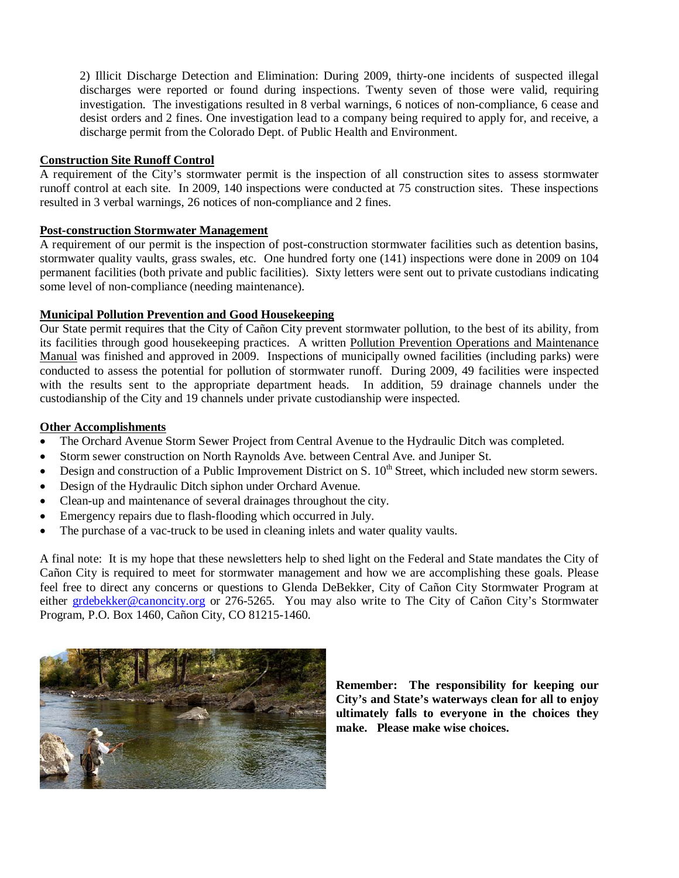2) Illicit Discharge Detection and Elimination: During 2009, thirty-one incidents of suspected illegal discharges were reported or found during inspections. Twenty seven of those were valid, requiring investigation. The investigations resulted in 8 verbal warnings, 6 notices of non-compliance, 6 cease and desist orders and 2 fines. One investigation lead to a company being required to apply for, and receive, a discharge permit from the Colorado Dept. of Public Health and Environment.

**Construction Site Runoff Control**

A requirement of the City's stormwater permit is the inspection of all construction sites to assess stormwater runoff control at each site. In 2009, 140 inspections were conducted at 75 construction sites. These inspections resulted in 3 verbal warnings, 26 notices of non-compliance and 2 fines.

**Post-construction Stormwater Management**

A requirement of our permit is the inspection of post-construction stormwater facilities such as detention basins, stormwater quality vaults, grass swales, etc. One hundred forty one (141) inspections were done in 2009 on 104 permanent facilities (both private and public facilities). Sixty letters were sent out to private custodians indicating some level of non-compliance (needing maintenance).

**Municipal Pollution Prevention and Good Housekeeping**

Our State permit requires that the City of Cañon City prevent stormwater pollution, to the best of its ability, from its facilities through good housekeeping practices. A written Pollution Prevention Operations and Maintenance Manual was finished and approved in 2009. Inspections of municipally owned facilities (including parks) were conducted to assess the potential for pollution of stormwater runoff. During 2009, 49 facilities were inspected with the results sent to the appropriate department heads. In addition, 59 drainage channels under the custodianship of the City and 19 channels under private custodianship were inspected.

**Other Accomplishments**

- The Orchard Avenue Storm Sewer Project from Central Avenue to the Hydraulic Ditch was completed.
- Storm sewer construction on North Raynolds Ave. between Central Ave. and Juniper St.
- Design and construction of a Public Improvement District on S. 10th Street, which included new storm sewers.
- Design of the Hydraulic Ditch siphon under Orchard Avenue.
- Clean-up and maintenance of several drainages throughout the city.
- Emergency repairs due to flash-flooding which occurred in July.
- The purchase of a vac-truck to be used in cleaning inlets and water quality vaults.

A final note: It is my hope that these newsletters help to shed light on the Federal and State mandates the City of Cañon City is required to meet for stormwater management and how we are accomplishing these goals. Please feel free to direct any concerns or questions to Glenda DeBekker, City of Cañon City Stormwater Program at either grdebekker@canoncity.org or 276-5265. You may also write to The City of Cañon City's Stormwater Program, P.O. Box 1460, Cañon City, CO 81215-1460.

**Remember: The responsibility for keeping our City's and State's waterways clean for all to enjoy ultimately falls to everyone in the choices they make. Please make wise choices.**